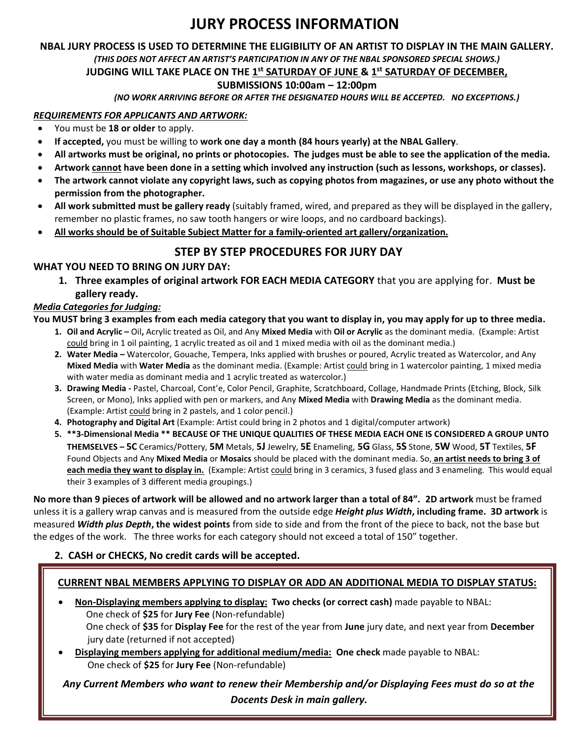# JURY PROCESS INFORMATION

**NBAL JURY PROCESS IS USED TO DETERMINE THE ELIGIBILITY OF AN ARTIST TO DISPLAY IN THE MAIN GALLERY.**

***(THIS DOES NOT AFFECT AN ARTIST'S PARTICIPATION IN ANY OF THE NBAL SPONSORED SPECIAL SHOWS.)***

**JUDGING WILL TAKE PLACE ON THE 1st SATURDAY OF JUNE & 1st SATURDAY OF DECEMBER,**

**SUBMISSIONS 10:00am – 12:00pm**

***(NO WORK ARRIVING BEFORE OR AFTER THE DESIGNATED HOURS WILL BE ACCEPTED. NO EXCEPTIONS.)***

***REQUIREMENTS FOR APPLICANTS AND ARTWORK:***

- You must be **18 or older** to apply.
- **If accepted,** you must be willing to **work one day a month (84 hours yearly) at the NBAL Gallery**.
- **All artworks must be original, no prints or photocopies. The judges must be able to see the application of the media.**
- **Artwork cannot have been done in a setting which involved any instruction (such as lessons, workshops, or classes).**
- **The artwork cannot violate any copyright laws, such as copying photos from magazines, or use any photo without the permission from the photographer.**
- **All work submitted must be gallery ready** (suitably framed, wired, and prepared as they will be displayed in the gallery, remember no plastic frames, no saw tooth hangers or wire loops, and no cardboard backings).
- **All works should be of Suitable Subject Matter for a family-oriented art gallery/organization.**

## STEP BY STEP PROCEDURES FOR JURY DAY

**WHAT YOU NEED TO BRING ON JURY DAY:**

1. **Three examples of original artwork FOR EACH MEDIA CATEGORY** that you are applying for. **Must be gallery ready.**

***Media Categories for Judging:***

**You MUST bring 3 examples from each media category that you want to display in, you may apply for up to three media.**

1. **Oil and Acrylic –** Oil**,** Acrylic treated as Oil, and Any **Mixed Media** with **Oil or Acrylic** as the dominant media. (Example: Artist could bring in 1 oil painting, 1 acrylic treated as oil and 1 mixed media with oil as the dominant media.)
2. **Water Media –** Watercolor, Gouache, Tempera, Inks applied with brushes or poured, Acrylic treated as Watercolor, and Any **Mixed Media** with **Water Media** as the dominant media. (Example: Artist could bring in 1 watercolor painting, 1 mixed media with water media as dominant media and 1 acrylic treated as watercolor.)
3. **Drawing Media -** Pastel, Charcoal, Cont'e, Color Pencil, Graphite, Scratchboard, Collage, Handmade Prints (Etching, Block, Silk Screen, or Mono), Inks applied with pen or markers, and Any **Mixed Media** with **Drawing Media** as the dominant media. (Example: Artist could bring in 2 pastels, and 1 color pencil.)
4. **Photography and Digital Art** (Example: Artist could bring in 2 photos and 1 digital/computer artwork)
5. **\*\*3-Dimensional Media \*\* BECAUSE OF THE UNIQUE QUALITIES OF THESE MEDIA EACH ONE IS CONSIDERED A GROUP UNTO THEMSELVES – 5C** Ceramics/Pottery, **5M** Metals, **5J** Jewelry, **5E** Enameling, **5G** Glass, **5S** Stone, **5W** Wood, **5T** Textiles, **5F** Found Objects and Any **Mixed Media** or **Mosaics** should be placed with the dominant media. So, **an artist needs to bring 3 of each media they want to display in.** (Example: Artist could bring in 3 ceramics, 3 fused glass and 3 enameling. This would equal their 3 examples of 3 different media groupings.)

**No more than 9 pieces of artwork will be allowed and no artwork larger than a total of 84". 2D artwork** must be framed unless it is a gallery wrap canvas and is measured from the outside edge ***Height plus Width*****, including frame. 3D artwork** is measured ***Width plus Depth*****, the widest points** from side to side and from the front of the piece to back, not the base but the edges of the work. The three works for each category should not exceed a total of 150" together.

2. **CASH or CHECKS, No credit cards will be accepted.**

**CURRENT NBAL MEMBERS APPLYING TO DISPLAY OR ADD AN ADDITIONAL MEDIA TO DISPLAY STATUS:**

- **Non-Displaying members applying to display: Two checks (or correct cash)** made payable to NBAL:
  One check of **$25** for **Jury Fee** (Non-refundable)
  One check of **$35** for **Display Fee** for the rest of the year from **June** jury date, and next year from **December** jury date (returned if not accepted)
- **Displaying members applying for additional medium/media: One check** made payable to NBAL:
  One check of **$25** for **Jury Fee** (Non-refundable)

***Any Current Members who want to renew their Membership and/or Displaying Fees must do so at the Docents Desk in main gallery.***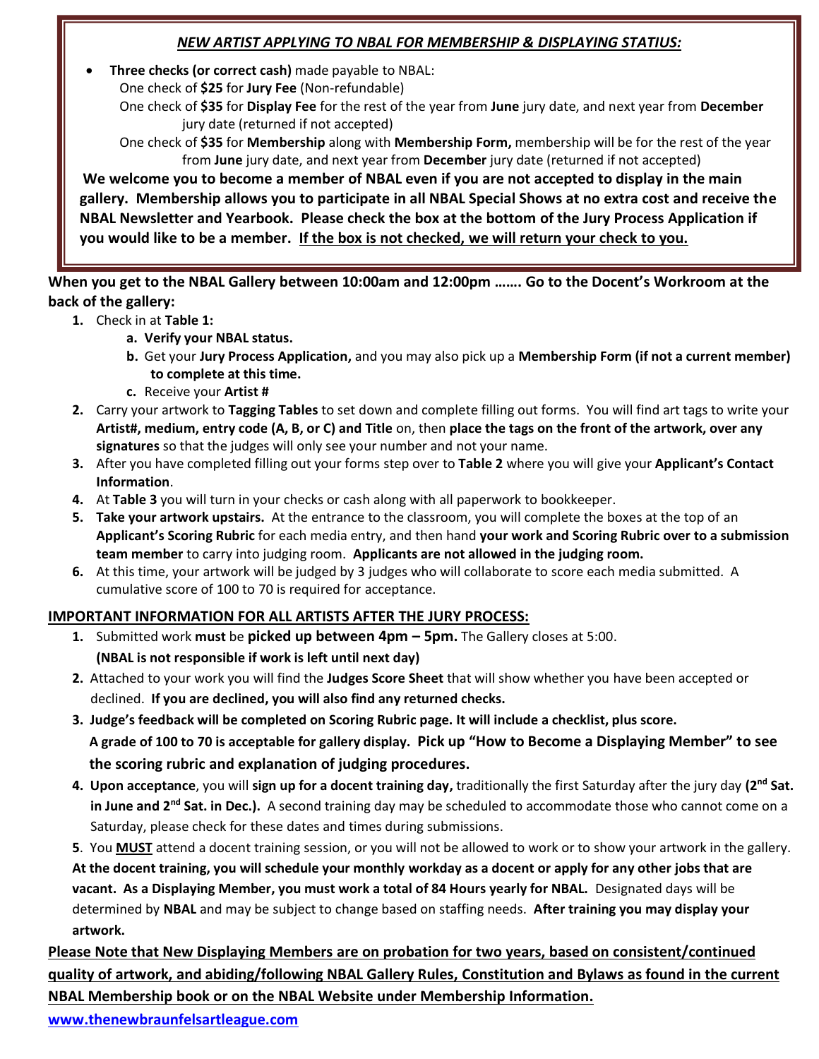***NEW ARTIST APPLYING TO NBAL FOR MEMBERSHIP & DISPLAYING STATIUS:***

- **Three checks (or correct cash)** made payable to NBAL:
  - One check of **$25** for **Jury Fee** (Non-refundable)
  - One check of **$35** for **Display Fee** for the rest of the year from **June** jury date, and next year from **December** jury date (returned if not accepted)
  - One check of **$35** for **Membership** along with **Membership Form,** membership will be for the rest of the year from **June** jury date, and next year from **December** jury date (returned if not accepted)

**We welcome you to become a member of NBAL even if you are not accepted to display in the main gallery. Membership allows you to participate in all NBAL Special Shows at no extra cost and receive the NBAL Newsletter and Yearbook. Please check the box at the bottom of the Jury Process Application if you would like to be a member. <u>If the box is not checked, we will return your check to you.</u>**

**When you get to the NBAL Gallery between 10:00am and 12:00pm ……. Go to the Docent's Workroom at the back of the gallery:**

1. Check in at **Table 1:**
   a. **Verify your NBAL status.**
   b. Get your **Jury Process Application,** and you may also pick up a **Membership Form (if not a current member) to complete at this time.**
   c. Receive your **Artist #**
2. Carry your artwork to **Tagging Tables** to set down and complete filling out forms. You will find art tags to write your **Artist#, medium, entry code (A, B, or C) and Title** on, then **place the tags on the front of the artwork, over any signatures** so that the judges will only see your number and not your name.
3. After you have completed filling out your forms step over to **Table 2** where you will give your **Applicant's Contact Information**.
4. At **Table 3** you will turn in your checks or cash along with all paperwork to bookkeeper.
5. **Take your artwork upstairs.** At the entrance to the classroom, you will complete the boxes at the top of an **Applicant's Scoring Rubric** for each media entry, and then hand **your work and Scoring Rubric over to a submission team member** to carry into judging room. **Applicants are not allowed in the judging room.**
6. At this time, your artwork will be judged by 3 judges who will collaborate to score each media submitted. A cumulative score of 100 to 70 is required for acceptance.

**<u>IMPORTANT INFORMATION FOR ALL ARTISTS AFTER THE JURY PROCESS:</u>**

1. Submitted work **must** be **picked up between 4pm – 5pm.** The Gallery closes at 5:00.
   **(NBAL is not responsible if work is left until next day)**
2. Attached to your work you will find the **Judges Score Sheet** that will show whether you have been accepted or declined. **If you are declined, you will also find any returned checks.**
3. **Judge's feedback will be completed on Scoring Rubric page. It will include a checklist, plus score.**
   **A grade of 100 to 70 is acceptable for gallery display. Pick up "How to Become a Displaying Member" to see the scoring rubric and explanation of judging procedures.**
4. **Upon acceptance**, you will **sign up for a docent training day,** traditionally the first Saturday after the jury day **(2nd Sat. in June and 2nd Sat. in Dec.).** A second training day may be scheduled to accommodate those who cannot come on a Saturday, please check for these dates and times during submissions.
5. You **<u>MUST</u>** attend a docent training session, or you will not be allowed to work or to show your artwork in the gallery. **At the docent training, you will schedule your monthly workday as a docent or apply for any other jobs that are vacant. As a Displaying Member, you must work a total of 84 Hours yearly for NBAL.** Designated days will be determined by **NBAL** and may be subject to change based on staffing needs. **After training you may display your artwork.**

**<u>Please Note that New Displaying Members are on probation for two years, based on consistent/continued quality of artwork, and abiding/following NBAL Gallery Rules, Constitution and Bylaws as found in the current NBAL Membership book or on the NBAL Website under Membership Information.</u>**

**www.thenewbraunfelsartleague.com**